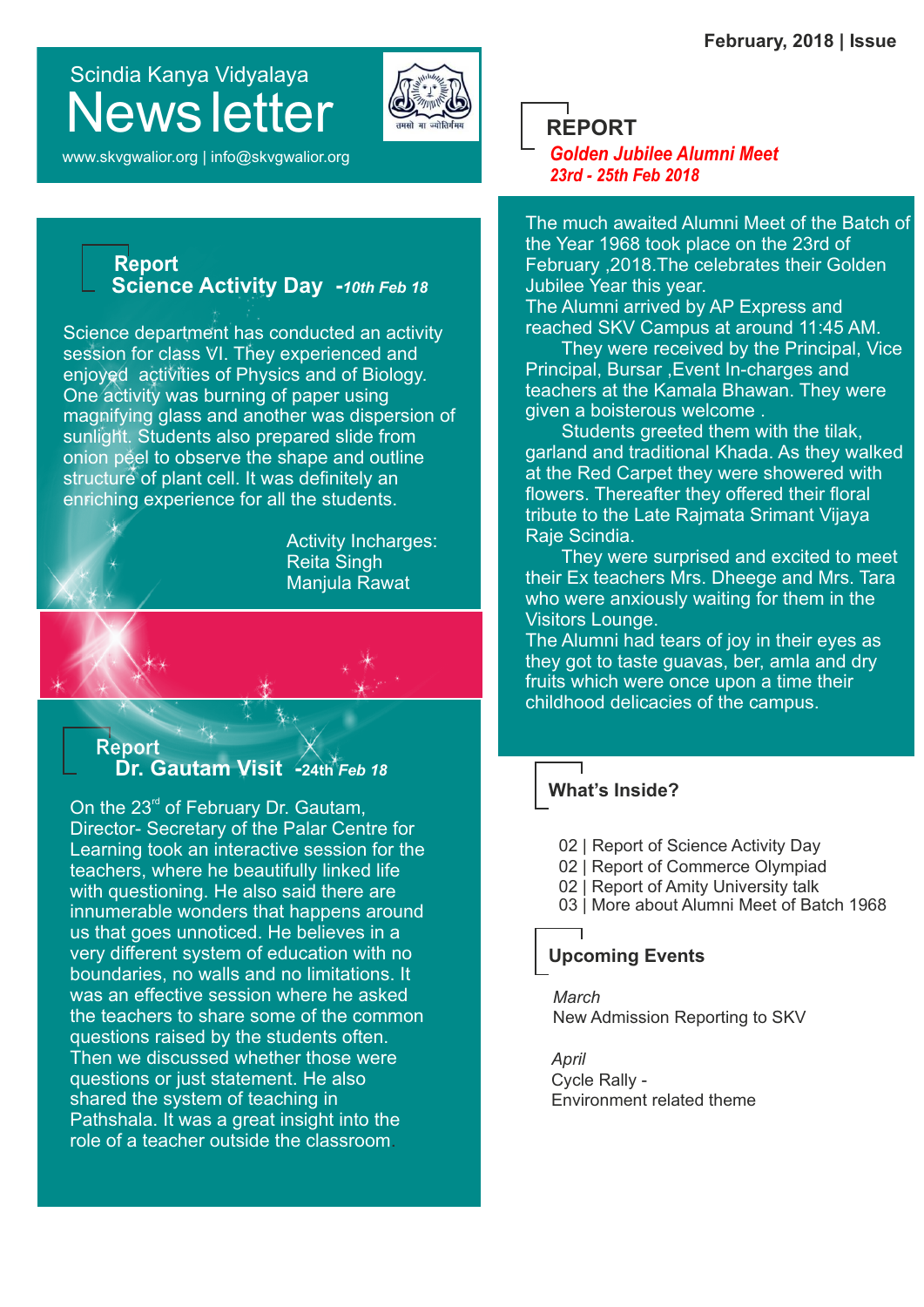February, 2018 | Issue

# Scindia Kanya Vidyalaya News letter

www.skvgwalior.org | info@skvgwalior.org

## Report
## Science Activity Day -*10th Feb 18*

Science department has conducted an activity session for class VI. They experienced and enjoyed activities of Physics and of Biology. One activity was burning of paper using magnifying glass and another was dispersion of sunlight. Students also prepared slide from onion peel to observe the shape and outline structure of plant cell. It was definitely an enriching experience for all the students.

Activity Incharges:
Reita Singh
Manjula Rawat

## Report
## Dr. Gautam Visit -*24th Feb 18*

On the 23rd of February Dr. Gautam, Director- Secretary of the Palar Centre for Learning took an interactive session for the teachers, where he beautifully linked life with questioning. He also said there are innumerable wonders that happens around us that goes unnoticed. He believes in a very different system of education with no boundaries, no walls and no limitations. It was an effective session where he asked the teachers to share some of the common questions raised by the students often. Then we discussed whether those were questions or just statement. He also shared the system of teaching in Pathshala. It was a great insight into the role of a teacher outside the classroom.

## REPORT
### *Golden Jubilee Alumni Meet*
*23rd - 25th Feb 2018*

The much awaited Alumni Meet of the Batch of the Year 1968 took place on the 23rd of February ,2018.The celebrates their Golden Jubilee Year this year.
The Alumni arrived by AP Express and reached SKV Campus at around 11:45 AM.

They were received by the Principal, Vice Principal, Bursar ,Event In-charges and teachers at the Kamala Bhawan. They were given a boisterous welcome .

Students greeted them with the tilak, garland and traditional Khada. As they walked at the Red Carpet they were showered with flowers. Thereafter they offered their floral tribute to the Late Rajmata Srimant Vijaya Raje Scindia.

They were surprised and excited to meet their Ex teachers Mrs. Dheege and Mrs. Tara who were anxiously waiting for them in the Visitors Lounge.
The Alumni had tears of joy in their eyes as they got to taste guavas, ber, amla and dry fruits which were once upon a time their childhood delicacies of the campus.

## What's Inside?

02 | Report of Science Activity Day
02 | Report of Commerce Olympiad
02 | Report of Amity University talk
03 | More about Alumni Meet of Batch 1968

## Upcoming Events

*March*
New Admission Reporting to SKV

*April*
Cycle Rally -
Environment related theme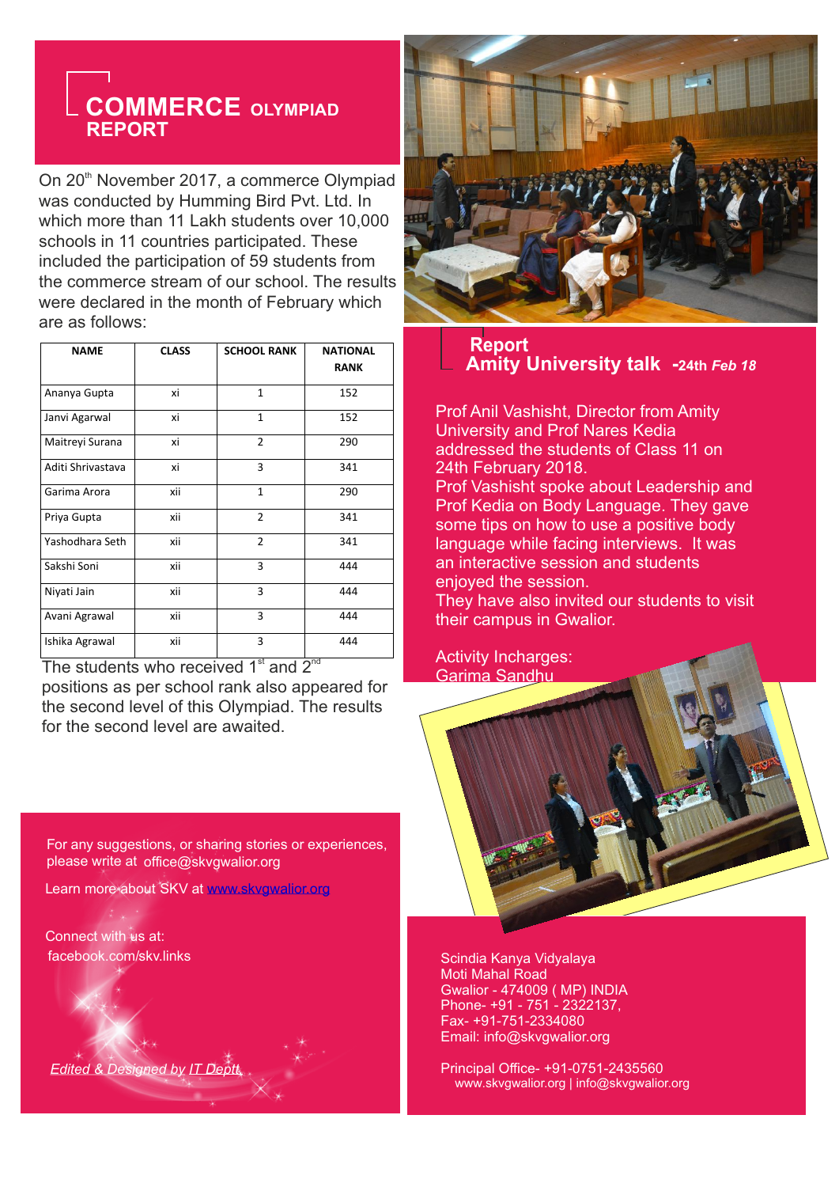# COMMERCE OLYMPIAD REPORT

On 20th November 2017, a commerce Olympiad was conducted by Humming Bird Pvt. Ltd. In which more than 11 Lakh students over 10,000 schools in 11 countries participated. These included the participation of 59 students from the commerce stream of our school. The results were declared in the month of February which are as follows:

| NAME | CLASS | SCHOOL RANK | NATIONAL RANK |
|---|---|---|---|
| Ananya Gupta | xi | 1 | 152 |
| Janvi Agarwal | xi | 1 | 152 |
| Maitreyi Surana | xi | 2 | 290 |
| Aditi Shrivastava | xi | 3 | 341 |
| Garima Arora | xii | 1 | 290 |
| Priya Gupta | xii | 2 | 341 |
| Yashodhara Seth | xii | 2 | 341 |
| Sakshi Soni | xii | 3 | 444 |
| Niyati Jain | xii | 3 | 444 |
| Avani Agrawal | xii | 3 | 444 |
| Ishika Agrawal | xii | 3 | 444 |

The students who received 1st and 2nd positions as per school rank also appeared for the second level of this Olympiad. The results for the second level are awaited.

## Report
## Amity University talk -24th *Feb 18*

Prof Anil Vashisht, Director from Amity University and Prof Nares Kedia addressed the students of Class 11 on 24th February 2018.
Prof Vashisht spoke about Leadership and Prof Kedia on Body Language. They gave some tips on how to use a positive body language while facing interviews. It was an interactive session and students enjoyed the session.
They have also invited our students to visit their campus in Gwalior.

Activity Incharges:
Garima Sandhu

For any suggestions, or sharing stories or experiences, please write at office@skvgwalior.org

Learn more about SKV at www.skvgwalior.org

Connect with us at:
facebook.com/skv.links

*Edited & Designed by IT Deptt.*

Scindia Kanya Vidyalaya
Moti Mahal Road
Gwalior - 474009 ( MP) INDIA
Phone- +91 - 751 - 2322137,
Fax- +91-751-2334080
Email: info@skvgwalior.org

Principal Office- +91-0751-2435560
www.skvgwalior.org | info@skvgwalior.org